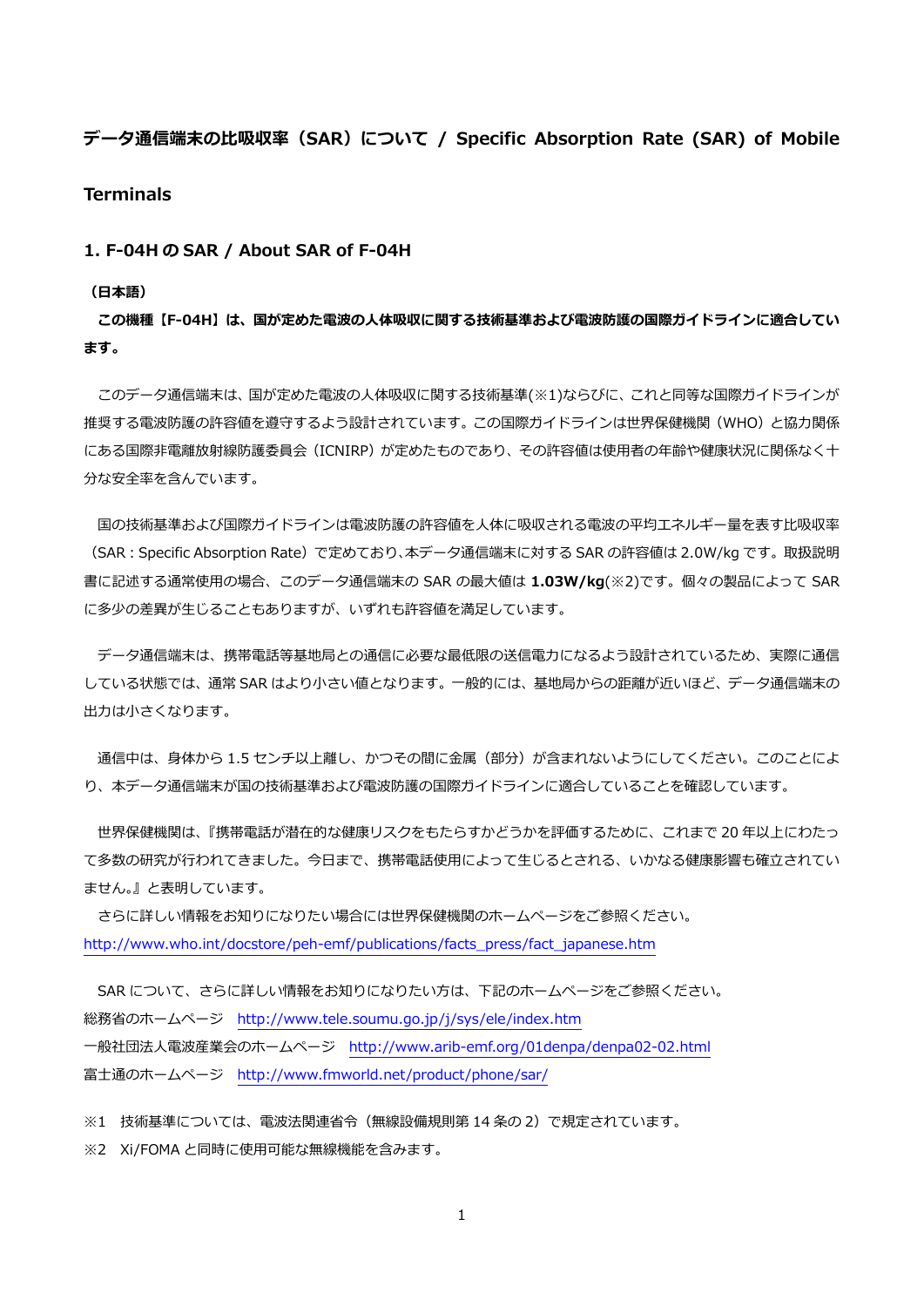# データ通信端末の比吸収率（SAR）について / Specific Absorption Rate (SAR) of Mobile Terminals

## 1. F-04H の SAR / About SAR of F-04H

**（日本語）**

**この機種【F-04H】は、国が定めた電波の人体吸収に関する技術基準および電波防護の国際ガイドラインに適合しています。**

このデータ通信端末は、国が定めた電波の人体吸収に関する技術基準(※1)ならびに、これと同等な国際ガイドラインが推奨する電波防護の許容値を遵守するよう設計されています。この国際ガイドラインは世界保健機関（WHO）と協力関係にある国際非電離放射線防護委員会（ICNIRP）が定めたものであり、その許容値は使用者の年齢や健康状況に関係なく十分な安全率を含んでいます。

国の技術基準および国際ガイドラインは電波防護の許容値を人体に吸収される電波の平均エネルギー量を表す比吸収率（SAR：Specific Absorption Rate）で定めており、本データ通信端末に対する SAR の許容値は 2.0W/kg です。取扱説明書に記述する通常使用の場合、このデータ通信端末の SAR の最大値は **1.03W/kg**(※2)です。個々の製品によって SAR に多少の差異が生じることもありますが、いずれも許容値を満足しています。

データ通信端末は、携帯電話等基地局との通信に必要な最低限の送信電力になるよう設計されているため、実際に通信している状態では、通常 SAR はより小さい値となります。一般的には、基地局からの距離が近いほど、データ通信端末の出力は小さくなります。

通信中は、身体から 1.5 センチ以上離し、かつその間に金属（部分）が含まれないようにしてください。このことにより、本データ通信端末が国の技術基準および電波防護の国際ガイドラインに適合していることを確認しています。

世界保健機関は、『携帯電話が潜在的な健康リスクをもたらすかどうかを評価するために、これまで 20 年以上にわたって多数の研究が行われてきました。今日まで、携帯電話使用によって生じるとされる、いかなる健康影響も確立されていません。』と表明しています。

さらに詳しい情報をお知りになりたい場合には世界保健機関のホームページをご参照ください。
http://www.who.int/docstore/peh-emf/publications/facts_press/fact_japanese.htm

SAR について、さらに詳しい情報をお知りになりたい方は、下記のホームページをご参照ください。

総務省のホームページ　http://www.tele.soumu.go.jp/j/sys/ele/index.htm

一般社団法人電波産業会のホームページ　http://www.arib-emf.org/01denpa/denpa02-02.html

富士通のホームページ　http://www.fmworld.net/product/phone/sar/

※1　技術基準については、電波法関連省令（無線設備規則第 14 条の 2）で規定されています。

※2　Xi/FOMA と同時に使用可能な無線機能を含みます。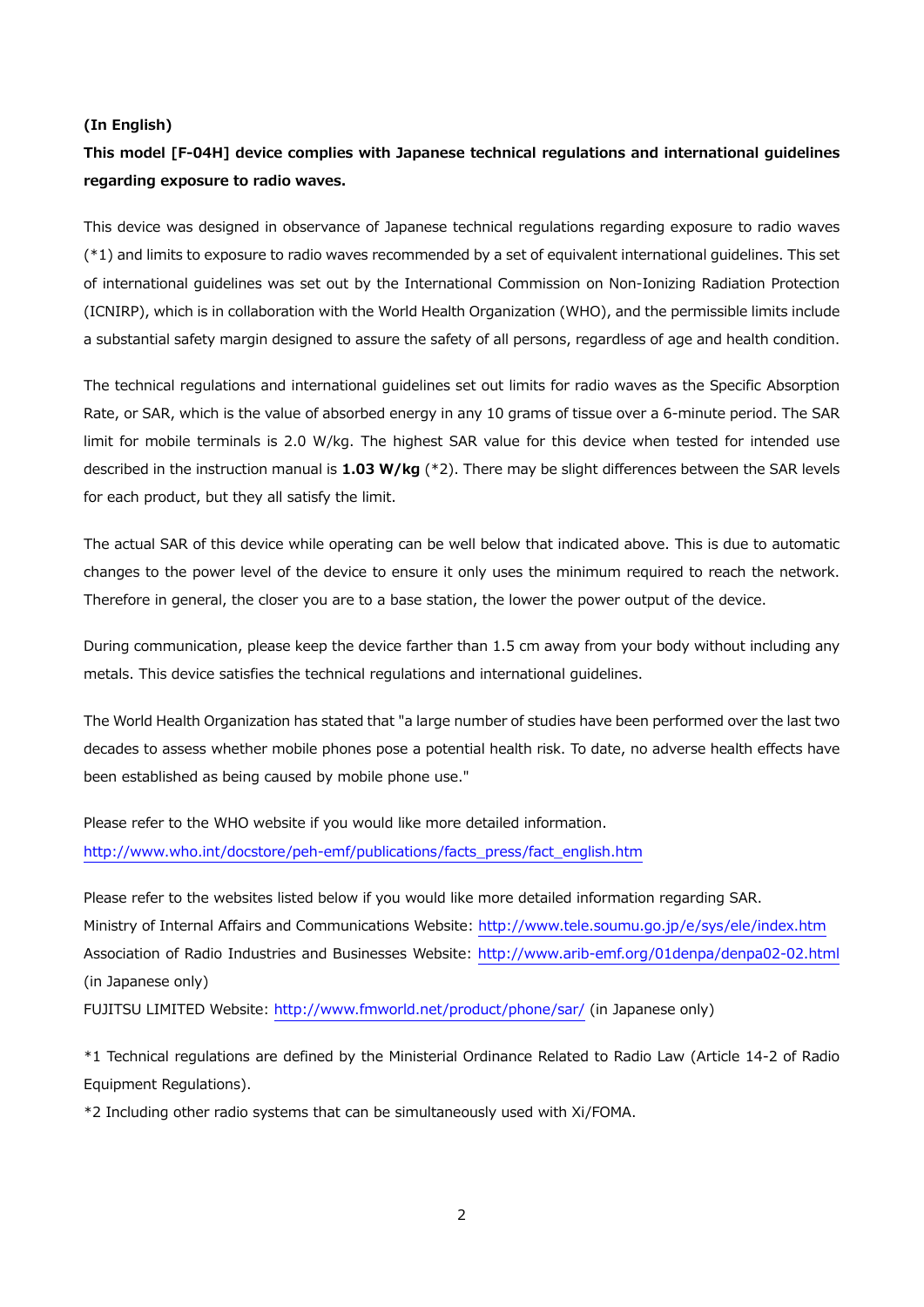**(In English)**

**This model [F-04H] device complies with Japanese technical regulations and international guidelines regarding exposure to radio waves.**

This device was designed in observance of Japanese technical regulations regarding exposure to radio waves (*1) and limits to exposure to radio waves recommended by a set of equivalent international guidelines. This set of international guidelines was set out by the International Commission on Non-Ionizing Radiation Protection (ICNIRP), which is in collaboration with the World Health Organization (WHO), and the permissible limits include a substantial safety margin designed to assure the safety of all persons, regardless of age and health condition.

The technical regulations and international guidelines set out limits for radio waves as the Specific Absorption Rate, or SAR, which is the value of absorbed energy in any 10 grams of tissue over a 6-minute period. The SAR limit for mobile terminals is 2.0 W/kg. The highest SAR value for this device when tested for intended use described in the instruction manual is **1.03 W/kg** (*2). There may be slight differences between the SAR levels for each product, but they all satisfy the limit.

The actual SAR of this device while operating can be well below that indicated above. This is due to automatic changes to the power level of the device to ensure it only uses the minimum required to reach the network. Therefore in general, the closer you are to a base station, the lower the power output of the device.

During communication, please keep the device farther than 1.5 cm away from your body without including any metals. This device satisfies the technical regulations and international guidelines.

The World Health Organization has stated that "a large number of studies have been performed over the last two decades to assess whether mobile phones pose a potential health risk. To date, no adverse health effects have been established as being caused by mobile phone use."

Please refer to the WHO website if you would like more detailed information.
http://www.who.int/docstore/peh-emf/publications/facts_press/fact_english.htm

Please refer to the websites listed below if you would like more detailed information regarding SAR.
Ministry of Internal Affairs and Communications Website: http://www.tele.soumu.go.jp/e/sys/ele/index.htm
Association of Radio Industries and Businesses Website: http://www.arib-emf.org/01denpa/denpa02-02.html (in Japanese only)
FUJITSU LIMITED Website: http://www.fmworld.net/product/phone/sar/ (in Japanese only)

*1 Technical regulations are defined by the Ministerial Ordinance Related to Radio Law (Article 14-2 of Radio Equipment Regulations).

*2 Including other radio systems that can be simultaneously used with Xi/FOMA.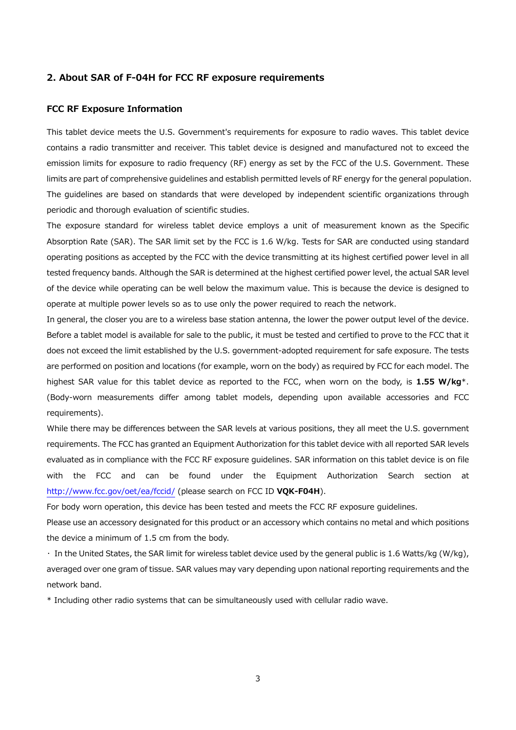## 2. About SAR of F-04H for FCC RF exposure requirements

### FCC RF Exposure Information

This tablet device meets the U.S. Government's requirements for exposure to radio waves. This tablet device contains a radio transmitter and receiver. This tablet device is designed and manufactured not to exceed the emission limits for exposure to radio frequency (RF) energy as set by the FCC of the U.S. Government. These limits are part of comprehensive guidelines and establish permitted levels of RF energy for the general population. The guidelines are based on standards that were developed by independent scientific organizations through periodic and thorough evaluation of scientific studies.

The exposure standard for wireless tablet device employs a unit of measurement known as the Specific Absorption Rate (SAR). The SAR limit set by the FCC is 1.6 W/kg. Tests for SAR are conducted using standard operating positions as accepted by the FCC with the device transmitting at its highest certified power level in all tested frequency bands. Although the SAR is determined at the highest certified power level, the actual SAR level of the device while operating can be well below the maximum value. This is because the device is designed to operate at multiple power levels so as to use only the power required to reach the network.

In general, the closer you are to a wireless base station antenna, the lower the power output level of the device. Before a tablet model is available for sale to the public, it must be tested and certified to prove to the FCC that it does not exceed the limit established by the U.S. government-adopted requirement for safe exposure. The tests are performed on position and locations (for example, worn on the body) as required by FCC for each model. The highest SAR value for this tablet device as reported to the FCC, when worn on the body, is **1.55 W/kg***. (Body-worn measurements differ among tablet models, depending upon available accessories and FCC requirements).

While there may be differences between the SAR levels at various positions, they all meet the U.S. government requirements. The FCC has granted an Equipment Authorization for this tablet device with all reported SAR levels evaluated as in compliance with the FCC RF exposure guidelines. SAR information on this tablet device is on file with the FCC and can be found under the Equipment Authorization Search section at http://www.fcc.gov/oet/ea/fccid/ (please search on FCC ID **VQK-F04H**).

For body worn operation, this device has been tested and meets the FCC RF exposure guidelines.

Please use an accessory designated for this product or an accessory which contains no metal and which positions the device a minimum of 1.5 cm from the body.

・ In the United States, the SAR limit for wireless tablet device used by the general public is 1.6 Watts/kg (W/kg), averaged over one gram of tissue. SAR values may vary depending upon national reporting requirements and the network band.

* Including other radio systems that can be simultaneously used with cellular radio wave.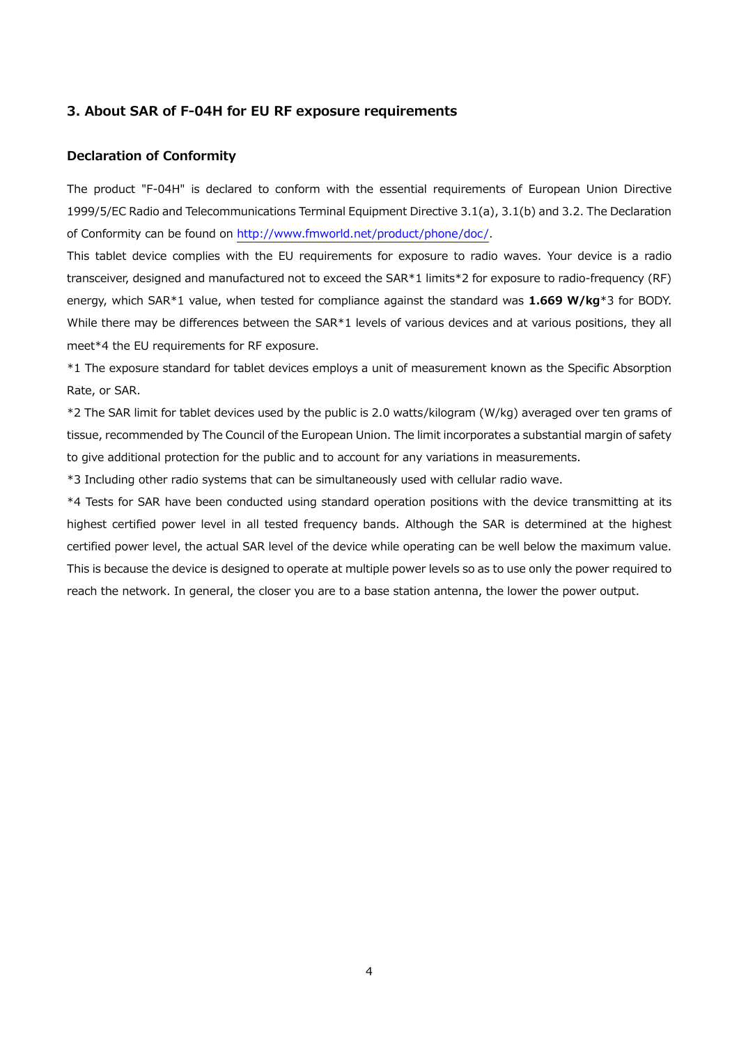## 3. About SAR of F-04H for EU RF exposure requirements

### Declaration of Conformity

The product "F-04H" is declared to conform with the essential requirements of European Union Directive 1999/5/EC Radio and Telecommunications Terminal Equipment Directive 3.1(a), 3.1(b) and 3.2. The Declaration of Conformity can be found on http://www.fmworld.net/product/phone/doc/.

This tablet device complies with the EU requirements for exposure to radio waves. Your device is a radio transceiver, designed and manufactured not to exceed the SAR*1 limits*2 for exposure to radio-frequency (RF) energy, which SAR*1 value, when tested for compliance against the standard was **1.669 W/kg***3 for BODY. While there may be differences between the SAR*1 levels of various devices and at various positions, they all meet*4 the EU requirements for RF exposure.

*1 The exposure standard for tablet devices employs a unit of measurement known as the Specific Absorption Rate, or SAR.

*2 The SAR limit for tablet devices used by the public is 2.0 watts/kilogram (W/kg) averaged over ten grams of tissue, recommended by The Council of the European Union. The limit incorporates a substantial margin of safety to give additional protection for the public and to account for any variations in measurements.

*3 Including other radio systems that can be simultaneously used with cellular radio wave.

*4 Tests for SAR have been conducted using standard operation positions with the device transmitting at its highest certified power level in all tested frequency bands. Although the SAR is determined at the highest certified power level, the actual SAR level of the device while operating can be well below the maximum value. This is because the device is designed to operate at multiple power levels so as to use only the power required to reach the network. In general, the closer you are to a base station antenna, the lower the power output.